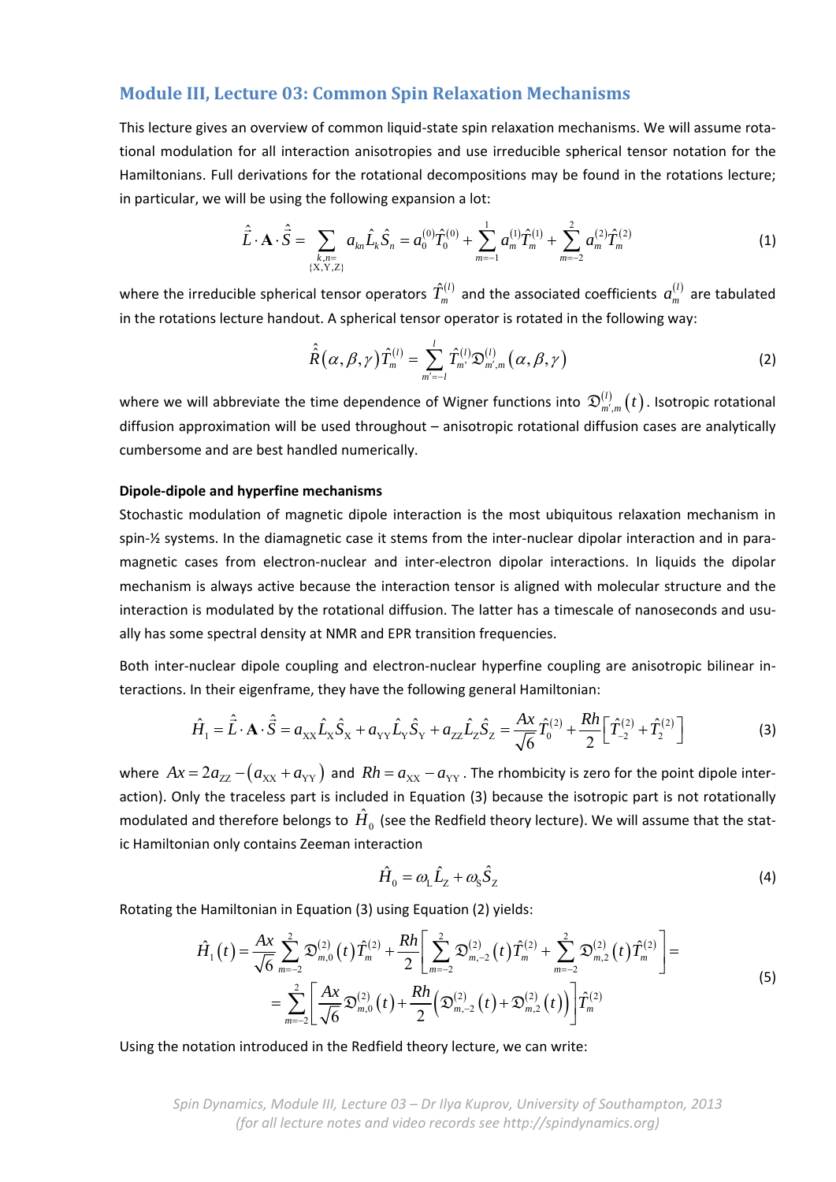## Module III, Lecture 03: Common Spin Relaxation Mechanisms

This lecture gives an overview of common liquid-state spin relaxation mechanisms. We will assume rotational modulation for all interaction anisotropies and use irreducible spherical tensor notation for the Hamiltonians. Full derivations for the rotational decompositions may be found in the rotations lecture; in particular, we will be using the following expansion a lot:

$$\hat{\vec{L}} \cdot \mathbf{A} \cdot \hat{\vec{S}} = \sum_{\substack{k,n= \\ \{\mathrm{X,Y,Z}\}}} a_{kn} \hat{L}_k \hat{S}_n = a_0^{(0)} \hat{T}_0^{(0)} + \sum_{m=-1}^{1} a_m^{(1)} \hat{T}_m^{(1)} + \sum_{m=-2}^{2} a_m^{(2)} \hat{T}_m^{(2)} \tag{1}$$

where the irreducible spherical tensor operators $\hat{T}_m^{(l)}$ and the associated coefficients $a_m^{(l)}$ are tabulated in the rotations lecture handout. A spherical tensor operator is rotated in the following way:

$$\hat{\hat{R}}(\alpha,\beta,\gamma)\hat{T}_m^{(l)} = \sum_{m'=-l}^{l} \hat{T}_{m'}^{(l)} \mathfrak{D}_{m',m}^{(l)}(\alpha,\beta,\gamma) \tag{2}$$

where we will abbreviate the time dependence of Wigner functions into $\mathfrak{D}_{m',m}^{(l)}(t)$. Isotropic rotational diffusion approximation will be used throughout – anisotropic rotational diffusion cases are analytically cumbersome and are best handled numerically.

**Dipole-dipole and hyperfine mechanisms**

Stochastic modulation of magnetic dipole interaction is the most ubiquitous relaxation mechanism in spin-½ systems. In the diamagnetic case it stems from the inter-nuclear dipolar interaction and in paramagnetic cases from electron-nuclear and inter-electron dipolar interactions. In liquids the dipolar mechanism is always active because the interaction tensor is aligned with molecular structure and the interaction is modulated by the rotational diffusion. The latter has a timescale of nanoseconds and usually has some spectral density at NMR and EPR transition frequencies.

Both inter-nuclear dipole coupling and electron-nuclear hyperfine coupling are anisotropic bilinear interactions. In their eigenframe, they have the following general Hamiltonian:

$$\hat{H}_1 = \hat{\vec{L}} \cdot \mathbf{A} \cdot \hat{\vec{S}} = a_{\mathrm{XX}} \hat{L}_{\mathrm{X}} \hat{S}_{\mathrm{X}} + a_{\mathrm{YY}} \hat{L}_{\mathrm{Y}} \hat{S}_{\mathrm{Y}} + a_{ZZ} \hat{L}_{Z} \hat{S}_{Z} = \frac{Ax}{\sqrt{6}} \hat{T}_0^{(2)} + \frac{Rh}{2}\left[\hat{T}_{-2}^{(2)} + \hat{T}_2^{(2)}\right] \tag{3}$$

where $Ax = 2a_{ZZ} - (a_{\mathrm{XX}} + a_{\mathrm{YY}})$ and $Rh = a_{\mathrm{XX}} - a_{\mathrm{YY}}$. The rhombicity is zero for the point dipole interaction). Only the traceless part is included in Equation (3) because the isotropic part is not rotationally modulated and therefore belongs to $\hat{H}_0$ (see the Redfield theory lecture). We will assume that the static Hamiltonian only contains Zeeman interaction

$$\hat{H}_0 = \omega_{\mathrm{L}} \hat{L}_{\mathrm{Z}} + \omega_{\mathrm{S}} \hat{S}_{\mathrm{Z}} \tag{4}$$

Rotating the Hamiltonian in Equation (3) using Equation (2) yields:

$$\begin{aligned}
\hat{H}_1(t) &= \frac{Ax}{\sqrt{6}} \sum_{m=-2}^{2} \mathfrak{D}_{m,0}^{(2)}(t) \hat{T}_m^{(2)} + \frac{Rh}{2}\left[\sum_{m=-2}^{2} \mathfrak{D}_{m,-2}^{(2)}(t) \hat{T}_m^{(2)} + \sum_{m=-2}^{2} \mathfrak{D}_{m,2}^{(2)}(t) \hat{T}_m^{(2)}\right] = \\
&= \sum_{m=-2}^{2} \left[\frac{Ax}{\sqrt{6}} \mathfrak{D}_{m,0}^{(2)}(t) + \frac{Rh}{2}\left(\mathfrak{D}_{m,-2}^{(2)}(t) + \mathfrak{D}_{m,2}^{(2)}(t)\right)\right] \hat{T}_m^{(2)}
\end{aligned} \tag{5}$$

Using the notation introduced in the Redfield theory lecture, we can write: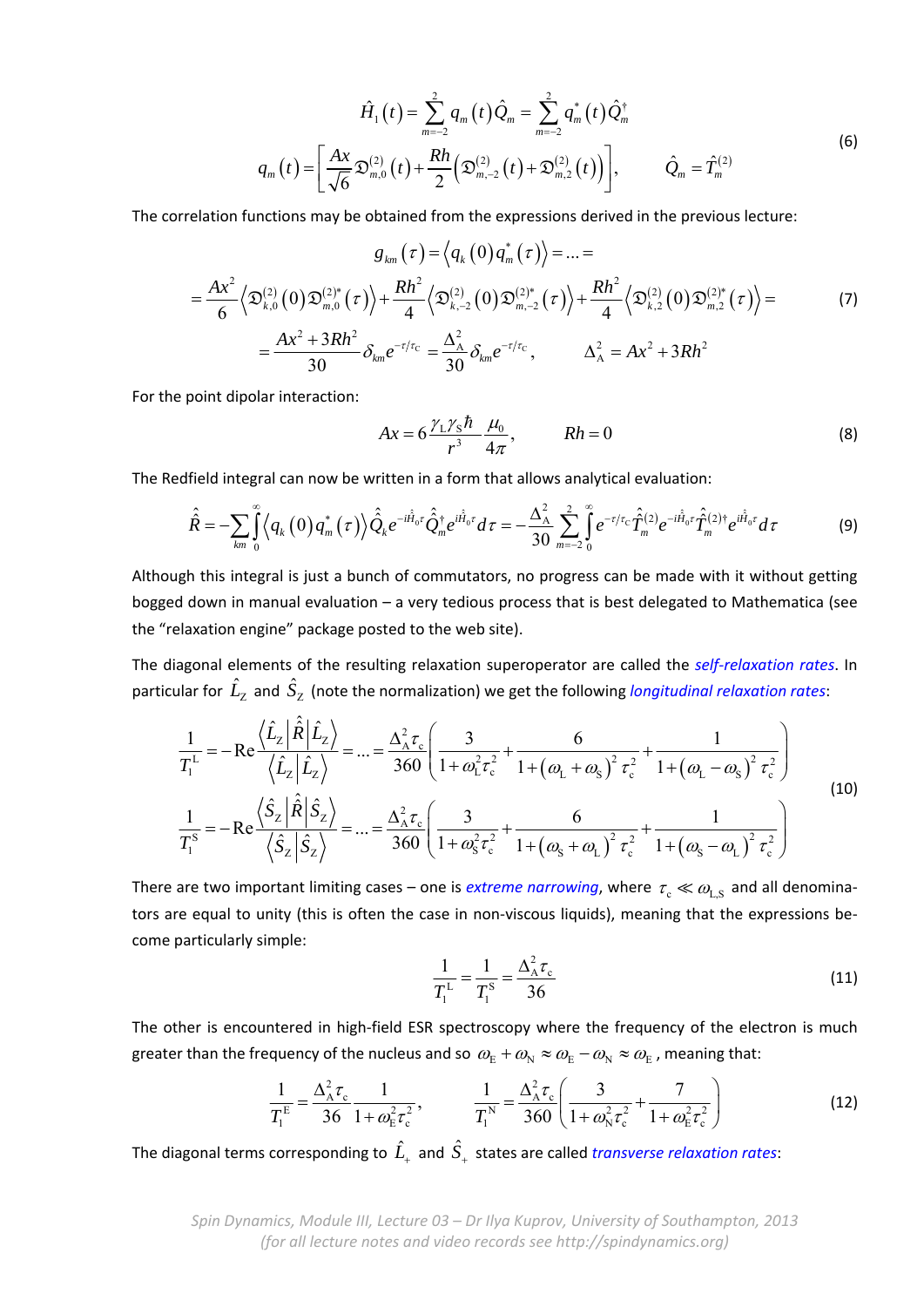$$
\hat{H}_1(t) = \sum_{m=-2}^{2} q_m(t)\hat{Q}_m = \sum_{m=-2}^{2} q_m^*(t)\hat{Q}_m^\dagger
$$

$$
q_m(t) = \left[\frac{Ax}{\sqrt{6}}\mathfrak{D}_{m,0}^{(2)}(t) + \frac{Rh}{2}\left(\mathfrak{D}_{m,-2}^{(2)}(t) + \mathfrak{D}_{m,2}^{(2)}(t)\right)\right], \qquad \hat{Q}_m = \hat{T}_m^{(2)} \tag{6}
$$

The correlation functions may be obtained from the expressions derived in the previous lecture:

$$
g_{km}(\tau) = \left\langle q_k(0) q_m^*(\tau)\right\rangle = \dots =
$$

$$
= \frac{Ax^2}{6}\left\langle \mathfrak{D}_{k,0}^{(2)}(0)\mathfrak{D}_{m,0}^{(2)*}(\tau)\right\rangle + \frac{Rh^2}{4}\left\langle \mathfrak{D}_{k,-2}^{(2)}(0)\mathfrak{D}_{m,-2}^{(2)*}(\tau)\right\rangle + \frac{Rh^2}{4}\left\langle \mathfrak{D}_{k,2}^{(2)}(0)\mathfrak{D}_{m,2}^{(2)*}(\tau)\right\rangle = \tag{7}
$$

$$
= \frac{Ax^2 + 3Rh^2}{30}\delta_{km}e^{-\tau/\tau_\mathrm{C}} = \frac{\Delta_\mathrm{A}^2}{30}\delta_{km}e^{-\tau/\tau_\mathrm{C}}, \qquad \Delta_\mathrm{A}^2 = Ax^2 + 3Rh^2
$$

For the point dipolar interaction:

$$
Ax = 6\frac{\gamma_\mathrm{L}\gamma_\mathrm{S}\hbar}{r^3}\frac{\mu_0}{4\pi}, \qquad Rh = 0 \tag{8}
$$

The Redfield integral can now be written in a form that allows analytical evaluation:

$$
\hat{\hat{R}} = -\sum_{km}\int_0^\infty \left\langle q_k(0)q_m^*(\tau)\right\rangle \hat{\hat{Q}}_k e^{-i\hat{\hat{H}}_0\tau}\hat{\hat{Q}}_m^\dagger e^{i\hat{\hat{H}}_0\tau}d\tau = -\frac{\Delta_\mathrm{A}^2}{30}\sum_{m=-2}^{2}\int_0^\infty e^{-\tau/\tau_\mathrm{c}}\hat{\hat{T}}_m^{(2)}e^{-i\hat{\hat{H}}_0\tau}\hat{\hat{T}}_m^{(2)\dagger}e^{i\hat{\hat{H}}_0\tau}d\tau \tag{9}
$$

Although this integral is just a bunch of commutators, no progress can be made with it without getting bogged down in manual evaluation – a very tedious process that is best delegated to Mathematica (see the "relaxation engine" package posted to the web site).

The diagonal elements of the resulting relaxation superoperator are called the *self-relaxation rates*. In particular for $\hat{L}_\mathrm{Z}$ and $\hat{S}_\mathrm{Z}$ (note the normalization) we get the following *longitudinal relaxation rates*:

$$
\frac{1}{T_1^\mathrm{L}} = -\mathrm{Re}\frac{\left\langle \hat{L}_\mathrm{Z}\middle|\hat{\hat{R}}\middle|\hat{L}_\mathrm{Z}\right\rangle}{\left\langle \hat{L}_\mathrm{Z}\middle|\hat{L}_\mathrm{Z}\right\rangle} = \dots = \frac{\Delta_\mathrm{A}^2\tau_\mathrm{c}}{360}\left(\frac{3}{1+\omega_\mathrm{L}^2\tau_\mathrm{c}^2} + \frac{6}{1+(\omega_\mathrm{L}+\omega_\mathrm{S})^2\tau_\mathrm{c}^2} + \frac{1}{1+(\omega_\mathrm{L}-\omega_\mathrm{S})^2\tau_\mathrm{c}^2}\right)
$$

$$
\frac{1}{T_1^\mathrm{S}} = -\mathrm{Re}\frac{\left\langle \hat{S}_\mathrm{Z}\middle|\hat{\hat{R}}\middle|\hat{S}_\mathrm{Z}\right\rangle}{\left\langle \hat{S}_\mathrm{Z}\middle|\hat{S}_\mathrm{Z}\right\rangle} = \dots = \frac{\Delta_\mathrm{A}^2\tau_\mathrm{c}}{360}\left(\frac{3}{1+\omega_\mathrm{S}^2\tau_\mathrm{c}^2} + \frac{6}{1+(\omega_\mathrm{S}+\omega_\mathrm{L})^2\tau_\mathrm{c}^2} + \frac{1}{1+(\omega_\mathrm{S}-\omega_\mathrm{L})^2\tau_\mathrm{c}^2}\right) \tag{10}
$$

There are two important limiting cases – one is *extreme narrowing*, where $\tau_\mathrm{c} \ll \omega_\mathrm{L,S}$ and all denominators are equal to unity (this is often the case in non-viscous liquids), meaning that the expressions become particularly simple:

$$
\frac{1}{T_1^\mathrm{L}} = \frac{1}{T_1^\mathrm{S}} = \frac{\Delta_\mathrm{A}^2\tau_\mathrm{c}}{36} \tag{11}
$$

The other is encountered in high-field ESR spectroscopy where the frequency of the electron is much greater than the frequency of the nucleus and so $\omega_\mathrm{E} + \omega_\mathrm{N} \approx \omega_\mathrm{E} - \omega_\mathrm{N} \approx \omega_\mathrm{E}$, meaning that:

$$
\frac{1}{T_1^\mathrm{E}} = \frac{\Delta_\mathrm{A}^2\tau_\mathrm{c}}{36}\frac{1}{1+\omega_\mathrm{E}^2\tau_\mathrm{c}^2}, \qquad \frac{1}{T_1^\mathrm{N}} = \frac{\Delta_\mathrm{A}^2\tau_\mathrm{c}}{360}\left(\frac{3}{1+\omega_\mathrm{N}^2\tau_\mathrm{c}^2} + \frac{7}{1+\omega_\mathrm{E}^2\tau_\mathrm{c}^2}\right) \tag{12}
$$

The diagonal terms corresponding to $\hat{L}_+$ and $\hat{S}_+$ states are called *transverse relaxation rates*: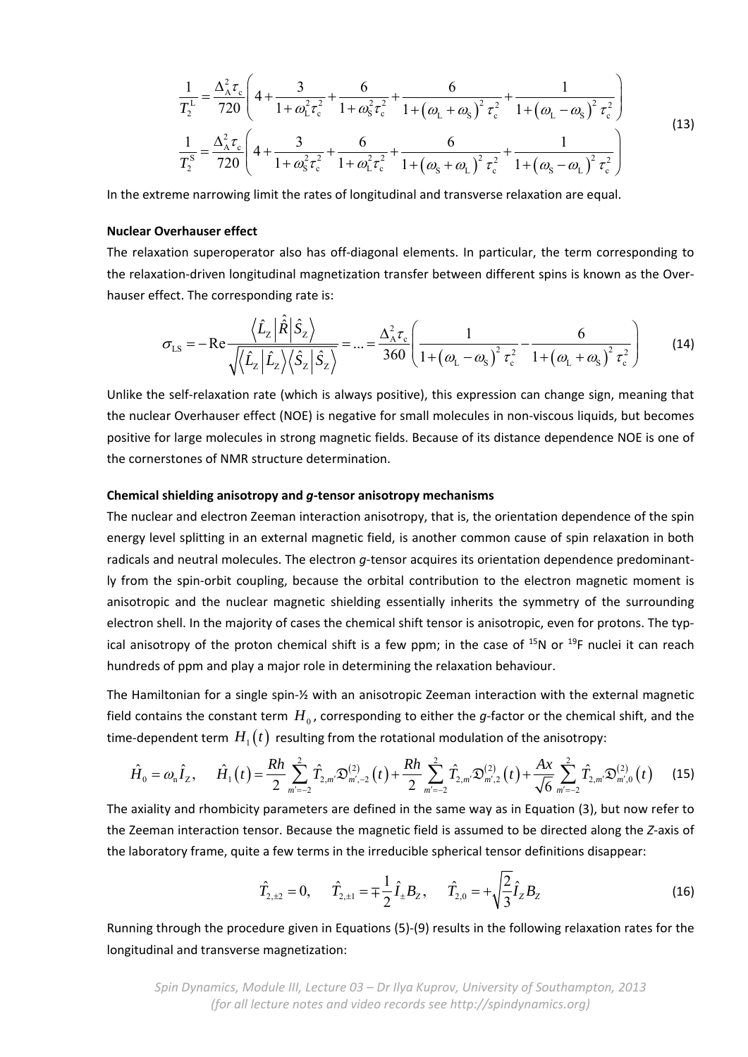$$
\begin{aligned}
\frac{1}{T_2^{\mathrm{L}}} &= \frac{\Delta_{\mathrm{A}}^2 \tau_{\mathrm{c}}}{720} \left( 4 + \frac{3}{1+\omega_{\mathrm{L}}^2 \tau_{\mathrm{c}}^2} + \frac{6}{1+\omega_{\mathrm{S}}^2 \tau_{\mathrm{c}}^2} + \frac{6}{1+\left(\omega_{\mathrm{L}}+\omega_{\mathrm{S}}\right)^2 \tau_{\mathrm{c}}^2} + \frac{1}{1+\left(\omega_{\mathrm{L}}-\omega_{\mathrm{S}}\right)^2 \tau_{\mathrm{c}}^2} \right) \\
\frac{1}{T_2^{\mathrm{S}}} &= \frac{\Delta_{\mathrm{A}}^2 \tau_{\mathrm{c}}}{720} \left( 4 + \frac{3}{1+\omega_{\mathrm{S}}^2 \tau_{\mathrm{c}}^2} + \frac{6}{1+\omega_{\mathrm{L}}^2 \tau_{\mathrm{c}}^2} + \frac{6}{1+\left(\omega_{\mathrm{S}}+\omega_{\mathrm{L}}\right)^2 \tau_{\mathrm{c}}^2} + \frac{1}{1+\left(\omega_{\mathrm{S}}-\omega_{\mathrm{L}}\right)^2 \tau_{\mathrm{c}}^2} \right)
\end{aligned}
\tag{13}
$$

In the extreme narrowing limit the rates of longitudinal and transverse relaxation are equal.

**Nuclear Overhauser effect**

The relaxation superoperator also has off-diagonal elements. In particular, the term corresponding to the relaxation-driven longitudinal magnetization transfer between different spins is known as the Overhauser effect. The corresponding rate is:

$$
\sigma_{\mathrm{LS}} = -\mathrm{Re}\frac{\left\langle \hat{L}_{\mathrm{Z}} \middle| \hat{\hat{R}} \middle| \hat{S}_{\mathrm{Z}} \right\rangle}{\sqrt{\left\langle \hat{L}_{\mathrm{Z}} \middle| \hat{L}_{\mathrm{Z}} \right\rangle \left\langle \hat{S}_{\mathrm{Z}} \middle| \hat{S}_{\mathrm{Z}} \right\rangle}} = \ldots = \frac{\Delta_{\mathrm{A}}^2 \tau_{\mathrm{c}}}{360} \left( \frac{1}{1+\left(\omega_{\mathrm{L}}-\omega_{\mathrm{S}}\right)^2 \tau_{\mathrm{c}}^2} - \frac{6}{1+\left(\omega_{\mathrm{L}}+\omega_{\mathrm{S}}\right)^2 \tau_{\mathrm{c}}^2} \right) \tag{14}
$$

Unlike the self-relaxation rate (which is always positive), this expression can change sign, meaning that the nuclear Overhauser effect (NOE) is negative for small molecules in non-viscous liquids, but becomes positive for large molecules in strong magnetic fields. Because of its distance dependence NOE is one of the cornerstones of NMR structure determination.

**Chemical shielding anisotropy and *g*-tensor anisotropy mechanisms**

The nuclear and electron Zeeman interaction anisotropy, that is, the orientation dependence of the spin energy level splitting in an external magnetic field, is another common cause of spin relaxation in both radicals and neutral molecules. The electron *g*-tensor acquires its orientation dependence predominantly from the spin-orbit coupling, because the orbital contribution to the electron magnetic moment is anisotropic and the nuclear magnetic shielding essentially inherits the symmetry of the surrounding electron shell. In the majority of cases the chemical shift tensor is anisotropic, even for protons. The typical anisotropy of the proton chemical shift is a few ppm; in the case of $^{15}$N or $^{19}$F nuclei it can reach hundreds of ppm and play a major role in determining the relaxation behaviour.

The Hamiltonian for a single spin-½ with an anisotropic Zeeman interaction with the external magnetic field contains the constant term $H_0$, corresponding to either the *g*-factor or the chemical shift, and the time-dependent term $H_1(t)$ resulting from the rotational modulation of the anisotropy:

$$
\hat{H}_0 = \omega_{\mathrm{n}} \hat{I}_Z, \quad \hat{H}_1(t) = \frac{Rh}{2} \sum_{m'=-2}^{2} \hat{T}_{2,m'} \mathfrak{D}_{m',-2}^{(2)}(t) + \frac{Rh}{2} \sum_{m'=-2}^{2} \hat{T}_{2,m'} \mathfrak{D}_{m',2}^{(2)}(t) + \frac{Ax}{\sqrt{6}} \sum_{m'=-2}^{2} \hat{T}_{2,m'} \mathfrak{D}_{m',0}^{(2)}(t) \tag{15}
$$

The axiality and rhombicity parameters are defined in the same way as in Equation (3), but now refer to the Zeeman interaction tensor. Because the magnetic field is assumed to be directed along the *Z*-axis of the laboratory frame, quite a few terms in the irreducible spherical tensor definitions disappear:

$$
\hat{T}_{2,\pm 2} = 0, \quad \hat{T}_{2,\pm 1} = \mp \frac{1}{2} \hat{I}_{\pm} B_Z, \quad \hat{T}_{2,0} = +\sqrt{\frac{2}{3}} \hat{I}_Z B_Z \tag{16}
$$

Running through the procedure given in Equations (5)-(9) results in the following relaxation rates for the longitudinal and transverse magnetization: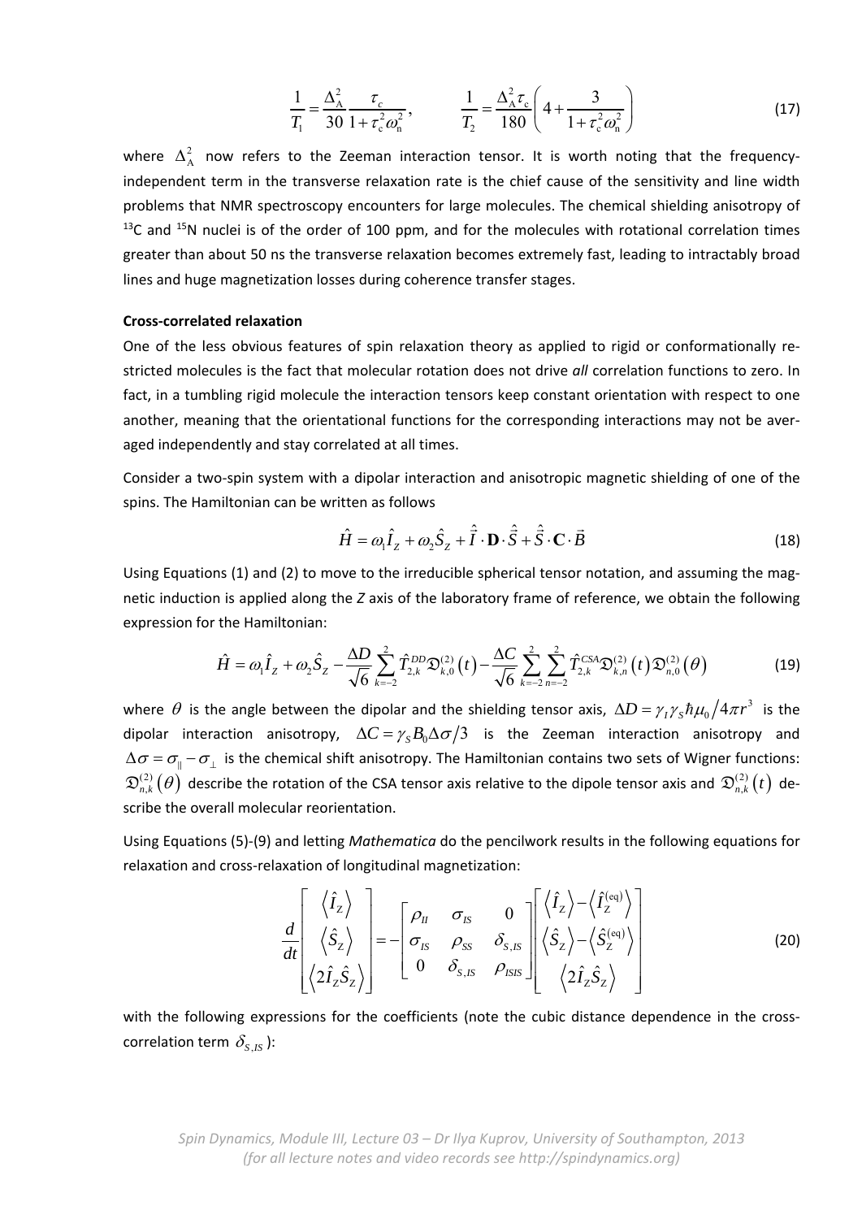$$\frac{1}{T_1} = \frac{\Delta_A^2}{30} \frac{\tau_c}{1+\tau_c^2 \omega_n^2}, \qquad \frac{1}{T_2} = \frac{\Delta_A^2 \tau_c}{180} \left( 4 + \frac{3}{1+\tau_c^2 \omega_n^2} \right) \tag{17}$$

where $\Delta_A^2$ now refers to the Zeeman interaction tensor. It is worth noting that the frequency-independent term in the transverse relaxation rate is the chief cause of the sensitivity and line width problems that NMR spectroscopy encounters for large molecules. The chemical shielding anisotropy of $^{13}C$ and $^{15}N$ nuclei is of the order of 100 ppm, and for the molecules with rotational correlation times greater than about 50 ns the transverse relaxation becomes extremely fast, leading to intractably broad lines and huge magnetization losses during coherence transfer stages.

**Cross-correlated relaxation**

One of the less obvious features of spin relaxation theory as applied to rigid or conformationally restricted molecules is the fact that molecular rotation does not drive *all* correlation functions to zero. In fact, in a tumbling rigid molecule the interaction tensors keep constant orientation with respect to one another, meaning that the orientational functions for the corresponding interactions may not be averaged independently and stay correlated at all times.

Consider a two-spin system with a dipolar interaction and anisotropic magnetic shielding of one of the spins. The Hamiltonian can be written as follows

$$\hat{H} = \omega_1 \hat{I}_Z + \omega_2 \hat{S}_Z + \hat{\vec{I}} \cdot \mathbf{D} \cdot \hat{\vec{S}} + \hat{\vec{S}} \cdot \mathbf{C} \cdot \vec{B} \tag{18}$$

Using Equations (1) and (2) to move to the irreducible spherical tensor notation, and assuming the magnetic induction is applied along the *Z* axis of the laboratory frame of reference, we obtain the following expression for the Hamiltonian:

$$\hat{H} = \omega_1 \hat{I}_Z + \omega_2 \hat{S}_Z - \frac{\Delta D}{\sqrt{6}} \sum_{k=-2}^{2} \hat{T}_{2,k}^{DD} \mathfrak{D}_{k,0}^{(2)}(t) - \frac{\Delta C}{\sqrt{6}} \sum_{k=-2}^{2} \sum_{n=-2}^{2} \hat{T}_{2,k}^{CSA} \mathfrak{D}_{k,n}^{(2)}(t) \mathfrak{D}_{n,0}^{(2)}(\theta) \tag{19}$$

where $\theta$ is the angle between the dipolar and the shielding tensor axis, $\Delta D = \gamma_I \gamma_S \hbar \mu_0 / 4\pi r^3$ is the dipolar interaction anisotropy, $\Delta C = \gamma_S B_0 \Delta\sigma / 3$ is the Zeeman interaction anisotropy and $\Delta\sigma = \sigma_{\parallel} - \sigma_{\perp}$ is the chemical shift anisotropy. The Hamiltonian contains two sets of Wigner functions: $\mathfrak{D}_{n,k}^{(2)}(\theta)$ describe the rotation of the CSA tensor axis relative to the dipole tensor axis and $\mathfrak{D}_{n,k}^{(2)}(t)$ describe the overall molecular reorientation.

Using Equations (5)-(9) and letting *Mathematica* do the pencilwork results in the following equations for relaxation and cross-relaxation of longitudinal magnetization:

$$\frac{d}{dt} \begin{bmatrix} \langle \hat{I}_Z \rangle \\ \langle \hat{S}_Z \rangle \\ \langle 2\hat{I}_Z \hat{S}_Z \rangle \end{bmatrix} = - \begin{bmatrix} \rho_{II} & \sigma_{IS} & 0 \\ \sigma_{IS} & \rho_{SS} & \delta_{S,IS} \\ 0 & \delta_{S,IS} & \rho_{ISIS} \end{bmatrix} \begin{bmatrix} \langle \hat{I}_Z \rangle - \langle \hat{I}_Z^{(\text{eq})} \rangle \\ \langle \hat{S}_Z \rangle - \langle \hat{S}_Z^{(\text{eq})} \rangle \\ \langle 2\hat{I}_Z \hat{S}_Z \rangle \end{bmatrix} \tag{20}$$

with the following expressions for the coefficients (note the cubic distance dependence in the cross-correlation term $\delta_{S,IS}$):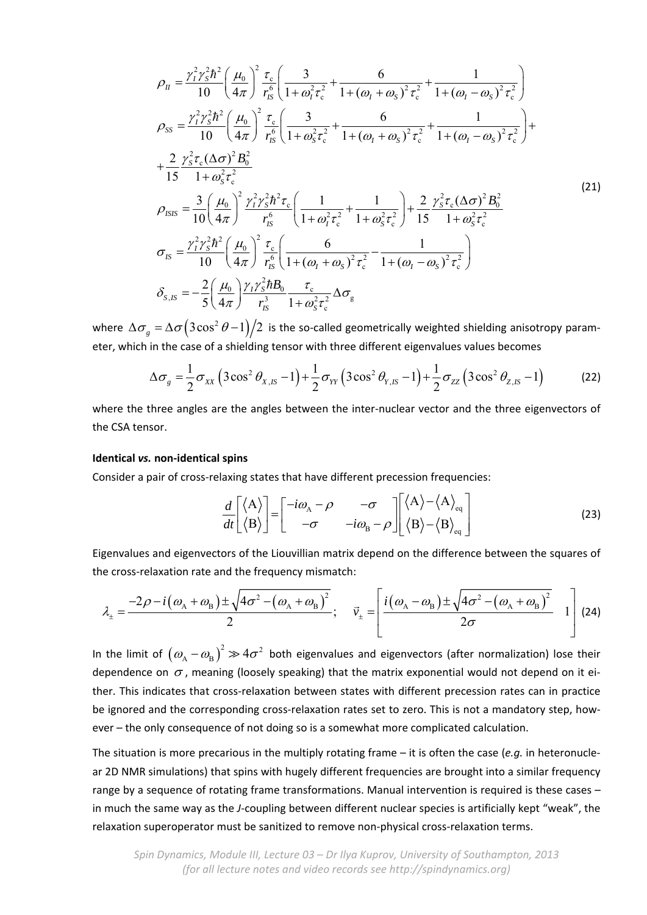$$
\begin{aligned}
\rho_{II} &= \frac{\gamma_I^2 \gamma_S^2 \hbar^2}{10} \left( \frac{\mu_0}{4\pi} \right)^2 \frac{\tau_c}{r_{IS}^6} \left( \frac{3}{1+\omega_I^2 \tau_c^2} + \frac{6}{1+(\omega_I+\omega_S)^2 \tau_c^2} + \frac{1}{1+(\omega_I-\omega_S)^2 \tau_c^2} \right) \\
\rho_{SS} &= \frac{\gamma_I^2 \gamma_S^2 \hbar^2}{10} \left( \frac{\mu_0}{4\pi} \right)^2 \frac{\tau_c}{r_{IS}^6} \left( \frac{3}{1+\omega_S^2 \tau_c^2} + \frac{6}{1+(\omega_I+\omega_S)^2 \tau_c^2} + \frac{1}{1+(\omega_I-\omega_S)^2 \tau_c^2} \right) + \\
&+ \frac{2}{15} \frac{\gamma_S^2 \tau_c (\Delta\sigma)^2 B_0^2}{1+\omega_S^2 \tau_c^2} \\
\rho_{ISIS} &= \frac{3}{10} \left( \frac{\mu_0}{4\pi} \right)^2 \frac{\gamma_I^2 \gamma_S^2 \hbar^2 \tau_c}{r_{IS}^6} \left( \frac{1}{1+\omega_I^2 \tau_c^2} + \frac{1}{1+\omega_S^2 \tau_c^2} \right) + \frac{2}{15} \frac{\gamma_S^2 \tau_c (\Delta\sigma)^2 B_0^2}{1+\omega_S^2 \tau_c^2} \\
\sigma_{IS} &= \frac{\gamma_I^2 \gamma_S^2 \hbar^2}{10} \left( \frac{\mu_0}{4\pi} \right)^2 \frac{\tau_c}{r_{IS}^6} \left( \frac{6}{1+(\omega_I+\omega_S)^2 \tau_c^2} - \frac{1}{1+(\omega_I-\omega_S)^2 \tau_c^2} \right) \\
\delta_{S,IS} &= -\frac{2}{5} \left( \frac{\mu_0}{4\pi} \right) \frac{\gamma_I \gamma_S^2 \hbar B_0}{r_{IS}^3} \frac{\tau_c}{1+\omega_S^2 \tau_c^2} \Delta\sigma_g
\end{aligned}
\tag{21}
$$

where $\Delta\sigma_g = \Delta\sigma \left( 3\cos^2\theta - 1 \right) / 2$ is the so-called geometrically weighted shielding anisotropy parameter, which in the case of a shielding tensor with three different eigenvalues values becomes

$$
\Delta\sigma_g = \frac{1}{2}\sigma_{XX}\left(3\cos^2\theta_{X,IS} - 1\right) + \frac{1}{2}\sigma_{YY}\left(3\cos^2\theta_{Y,IS} - 1\right) + \frac{1}{2}\sigma_{ZZ}\left(3\cos^2\theta_{Z,IS} - 1\right) \tag{22}
$$

where the three angles are the angles between the inter-nuclear vector and the three eigenvectors of the CSA tensor.

**Identical *vs.* non-identical spins**

Consider a pair of cross-relaxing states that have different precession frequencies:

$$
\frac{d}{dt}\begin{bmatrix} \langle \mathrm{A} \rangle \\ \langle \mathrm{B} \rangle \end{bmatrix} = \begin{bmatrix} -i\omega_\mathrm{A} - \rho & -\sigma \\ -\sigma & -i\omega_\mathrm{B} - \rho \end{bmatrix} \begin{bmatrix} \langle \mathrm{A} \rangle - \langle \mathrm{A} \rangle_\mathrm{eq} \\ \langle \mathrm{B} \rangle - \langle \mathrm{B} \rangle_\mathrm{eq} \end{bmatrix} \tag{23}
$$

Eigenvalues and eigenvectors of the Liouvillian matrix depend on the difference between the squares of the cross-relaxation rate and the frequency mismatch:

$$
\lambda_\pm = \frac{-2\rho - i\left(\omega_\mathrm{A} + \omega_\mathrm{B}\right) \pm \sqrt{4\sigma^2 - \left(\omega_\mathrm{A} + \omega_\mathrm{B}\right)^2}}{2}; \quad \vec{v}_\pm = \begin{bmatrix} \dfrac{i\left(\omega_\mathrm{A} - \omega_\mathrm{B}\right) \pm \sqrt{4\sigma^2 - \left(\omega_\mathrm{A} + \omega_\mathrm{B}\right)^2}}{2\sigma} & 1 \end{bmatrix} \tag{24}
$$

In the limit of $\left(\omega_\mathrm{A} - \omega_\mathrm{B}\right)^2 \gg 4\sigma^2$ both eigenvalues and eigenvectors (after normalization) lose their dependence on $\sigma$, meaning (loosely speaking) that the matrix exponential would not depend on it either. This indicates that cross-relaxation between states with different precession rates can in practice be ignored and the corresponding cross-relaxation rates set to zero. This is not a mandatory step, however – the only consequence of not doing so is a somewhat more complicated calculation.

The situation is more precarious in the multiply rotating frame – it is often the case (*e.g.* in heteronuclear 2D NMR simulations) that spins with hugely different frequencies are brought into a similar frequency range by a sequence of rotating frame transformations. Manual intervention is required is these cases – in much the same way as the *J*-coupling between different nuclear species is artificially kept "weak", the relaxation superoperator must be sanitized to remove non-physical cross-relaxation terms.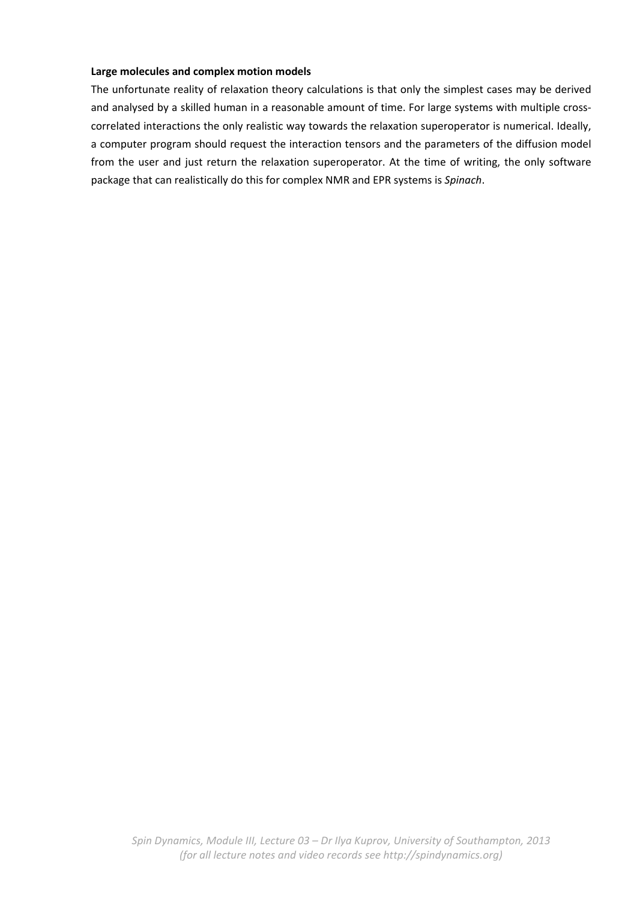**Large molecules and complex motion models**

The unfortunate reality of relaxation theory calculations is that only the simplest cases may be derived and analysed by a skilled human in a reasonable amount of time. For large systems with multiple cross-correlated interactions the only realistic way towards the relaxation superoperator is numerical. Ideally, a computer program should request the interaction tensors and the parameters of the diffusion model from the user and just return the relaxation superoperator. At the time of writing, the only software package that can realistically do this for complex NMR and EPR systems is *Spinach*.